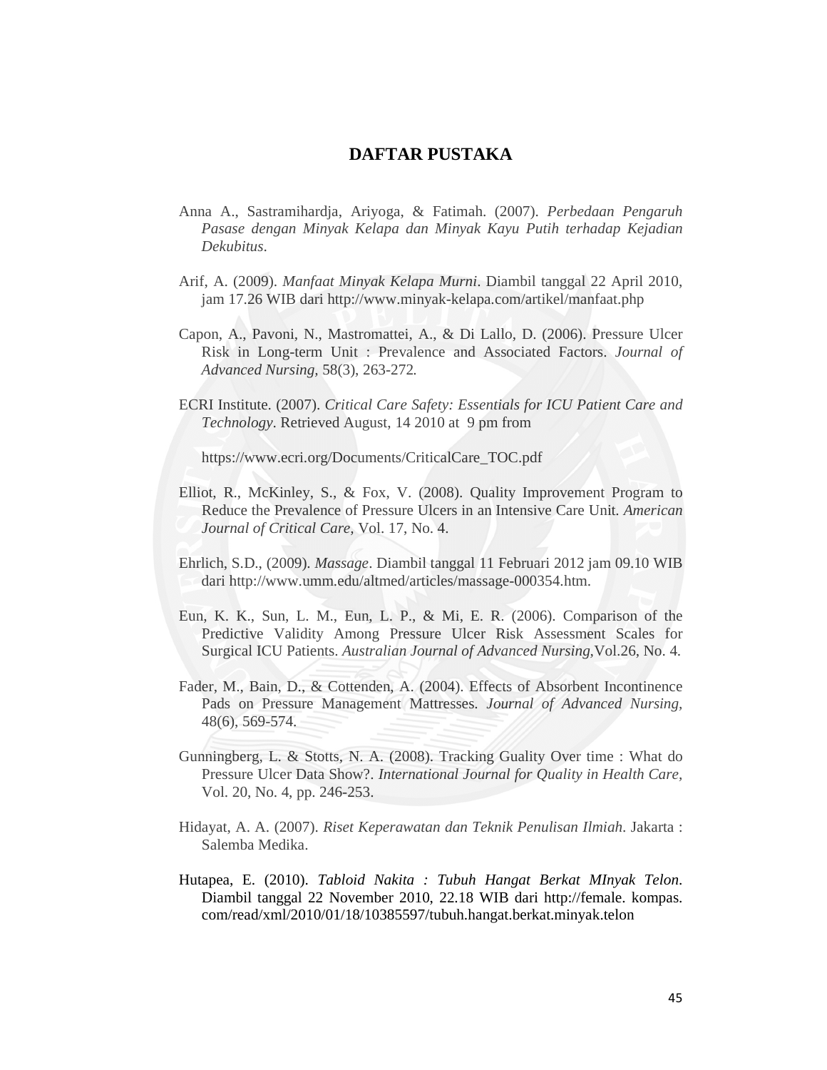# DAFTAR PUSTAKA

Anna A., Sastramihardja, Ariyoga, & Fatimah. (2007). *Perbedaan Pengaruh Pasase dengan Minyak Kelapa dan Minyak Kayu Putih terhadap Kejadian Dekubitus*.

Arif, A. (2009). *Manfaat Minyak Kelapa Murni*. Diambil tanggal 22 April 2010, jam 17.26 WIB dari http://www.minyak-kelapa.com/artikel/manfaat.php

Capon, A., Pavoni, N., Mastromattei, A., & Di Lallo, D. (2006). Pressure Ulcer Risk in Long-term Unit : Prevalence and Associated Factors. *Journal of Advanced Nursing*, 58(3), 263-272*.*

ECRI Institute. (2007). *Critical Care Safety: Essentials for ICU Patient Care and Technology*. Retrieved August, 14 2010 at 9 pm from

https://www.ecri.org/Documents/CriticalCare_TOC.pdf

Elliot, R., McKinley, S., & Fox, V. (2008). Quality Improvement Program to Reduce the Prevalence of Pressure Ulcers in an Intensive Care Unit. *American Journal of Critical Care,* Vol. 17, No. 4.

Ehrlich, S.D., (2009). *Massage*. Diambil tanggal 11 Februari 2012 jam 09.10 WIB dari http://www.umm.edu/altmed/articles/massage-000354.htm.

Eun, K. K., Sun, L. M., Eun, L. P., & Mi, E. R. (2006). Comparison of the Predictive Validity Among Pressure Ulcer Risk Assessment Scales for Surgical ICU Patients. *Australian Journal of Advanced Nursing,*Vol.26, No. 4*.*

Fader, M., Bain, D., & Cottenden, A. (2004). Effects of Absorbent Incontinence Pads on Pressure Management Mattresses*. Journal of Advanced Nursing,* 48(6), 569-574*.*

Gunningberg, L. & Stotts, N. A. (2008). Tracking Guality Over time : What do Pressure Ulcer Data Show?. *International Journal for Quality in Health Care*, Vol. 20, No. 4, pp. 246-253.

Hidayat, A. A. (2007). *Riset Keperawatan dan Teknik Penulisan Ilmiah*. Jakarta : Salemba Medika.

Hutapea, E. (2010). *Tabloid Nakita : Tubuh Hangat Berkat MInyak Telon*. Diambil tanggal 22 November 2010, 22.18 WIB dari http://female. kompas. com/read/xml/2010/01/18/10385597/tubuh.hangat.berkat.minyak.telon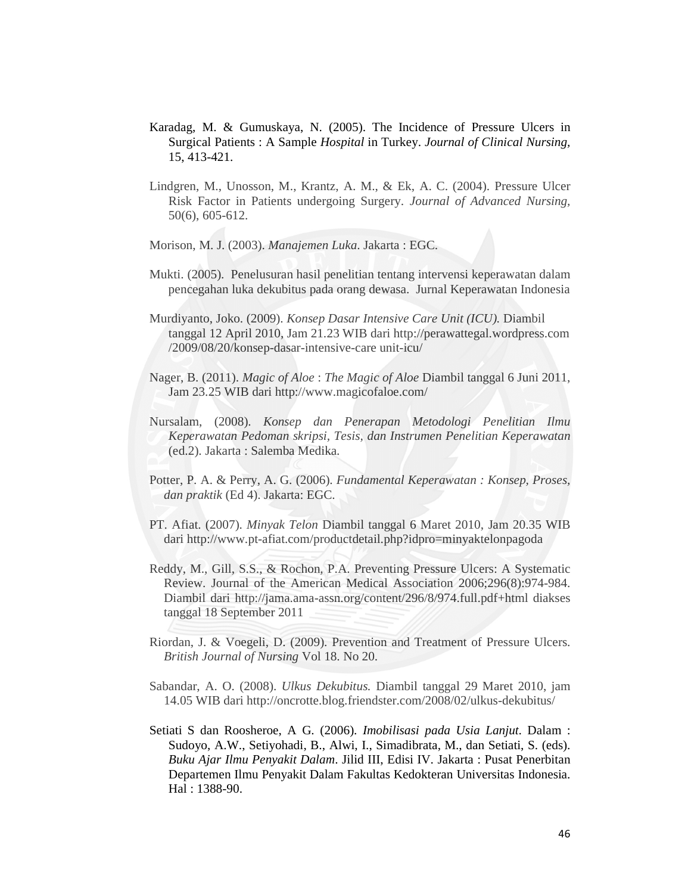Karadag, M. & Gumuskaya, N. (2005). The Incidence of Pressure Ulcers in Surgical Patients : A Sample *Hospital* in Turkey. *Journal of Clinical Nursing,* 15, 413-421.

Lindgren, M., Unosson, M., Krantz, A. M., & Ek, A. C. (2004). Pressure Ulcer Risk Factor in Patients undergoing Surgery. *Journal of Advanced Nursing,* 50(6), 605-612.

Morison, M. J. (2003). *Manajemen Luka*. Jakarta : EGC.

Mukti. (2005). Penelusuran hasil penelitian tentang intervensi keperawatan dalam pencegahan luka dekubitus pada orang dewasa. Jurnal Keperawatan Indonesia

Murdiyanto, Joko. (2009). *Konsep Dasar Intensive Care Unit (ICU).* Diambil tanggal 12 April 2010, Jam 21.23 WIB dari http://perawattegal.wordpress.com /2009/08/20/konsep-dasar-intensive-care unit-icu/

Nager, B. (2011). *Magic of Aloe* : *The Magic of Aloe* Diambil tanggal 6 Juni 2011, Jam 23.25 WIB dari http://www.magicofaloe.com/

Nursalam, (2008). *Konsep dan Penerapan Metodologi Penelitian Ilmu Keperawatan Pedoman skripsi, Tesis, dan Instrumen Penelitian Keperawatan* (ed.2). Jakarta : Salemba Medika.

Potter, P. A. & Perry, A. G. (2006). *Fundamental Keperawatan : Konsep, Proses, dan praktik* (Ed 4). Jakarta: EGC.

PT. Afiat. (2007). *Minyak Telon* Diambil tanggal 6 Maret 2010, Jam 20.35 WIB dari http://www.pt-afiat.com/productdetail.php?idpro=minyaktelonpagoda

Reddy, M., Gill, S.S., & Rochon, P.A. Preventing Pressure Ulcers: A Systematic Review. Journal of the American Medical Association 2006;296(8):974-984. Diambil dari http://jama.ama-assn.org/content/296/8/974.full.pdf+html diakses tanggal 18 September 2011

Riordan, J. & Voegeli, D. (2009). Prevention and Treatment of Pressure Ulcers. *British Journal of Nursing* Vol 18. No 20.

Sabandar, A. O. (2008). *Ulkus Dekubitus.* Diambil tanggal 29 Maret 2010, jam 14.05 WIB dari http://oncrotte.blog.friendster.com/2008/02/ulkus-dekubitus/

Setiati S dan Roosheroe, A G. (2006). *Imobilisasi pada Usia Lanjut*. Dalam : Sudoyo, A.W., Setiyohadi, B., Alwi, I., Simadibrata, M., dan Setiati, S. (eds). *Buku Ajar Ilmu Penyakit Dalam*. Jilid III, Edisi IV. Jakarta : Pusat Penerbitan Departemen Ilmu Penyakit Dalam Fakultas Kedokteran Universitas Indonesia. Hal : 1388-90.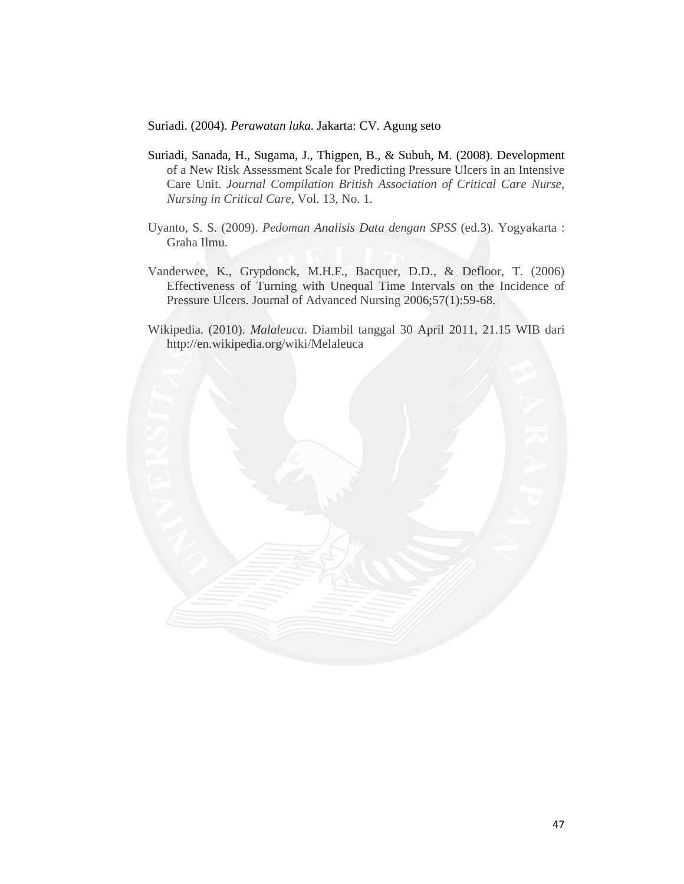Suriadi. (2004). *Perawatan luka*. Jakarta: CV. Agung seto

Suriadi, Sanada, H., Sugama, J., Thigpen, B., & Subuh, M. (2008). Development of a New Risk Assessment Scale for Predicting Pressure Ulcers in an Intensive Care Unit. *Journal Compilation British Association of Critical Care Nurse, Nursing in Critical Care*, Vol. 13, No. 1.

Uyanto, S. S. (2009). *Pedoman Analisis Data dengan SPSS* (ed.3). Yogyakarta : Graha Ilmu.

Vanderwee, K., Grypdonck, M.H.F., Bacquer, D.D., & Defloor, T. (2006) Effectiveness of Turning with Unequal Time Intervals on the Incidence of Pressure Ulcers. Journal of Advanced Nursing 2006;57(1):59-68.

Wikipedia. (2010). *Malaleuca*. Diambil tanggal 30 April 2011, 21.15 WIB dari http://en.wikipedia.org/wiki/Melaleuca